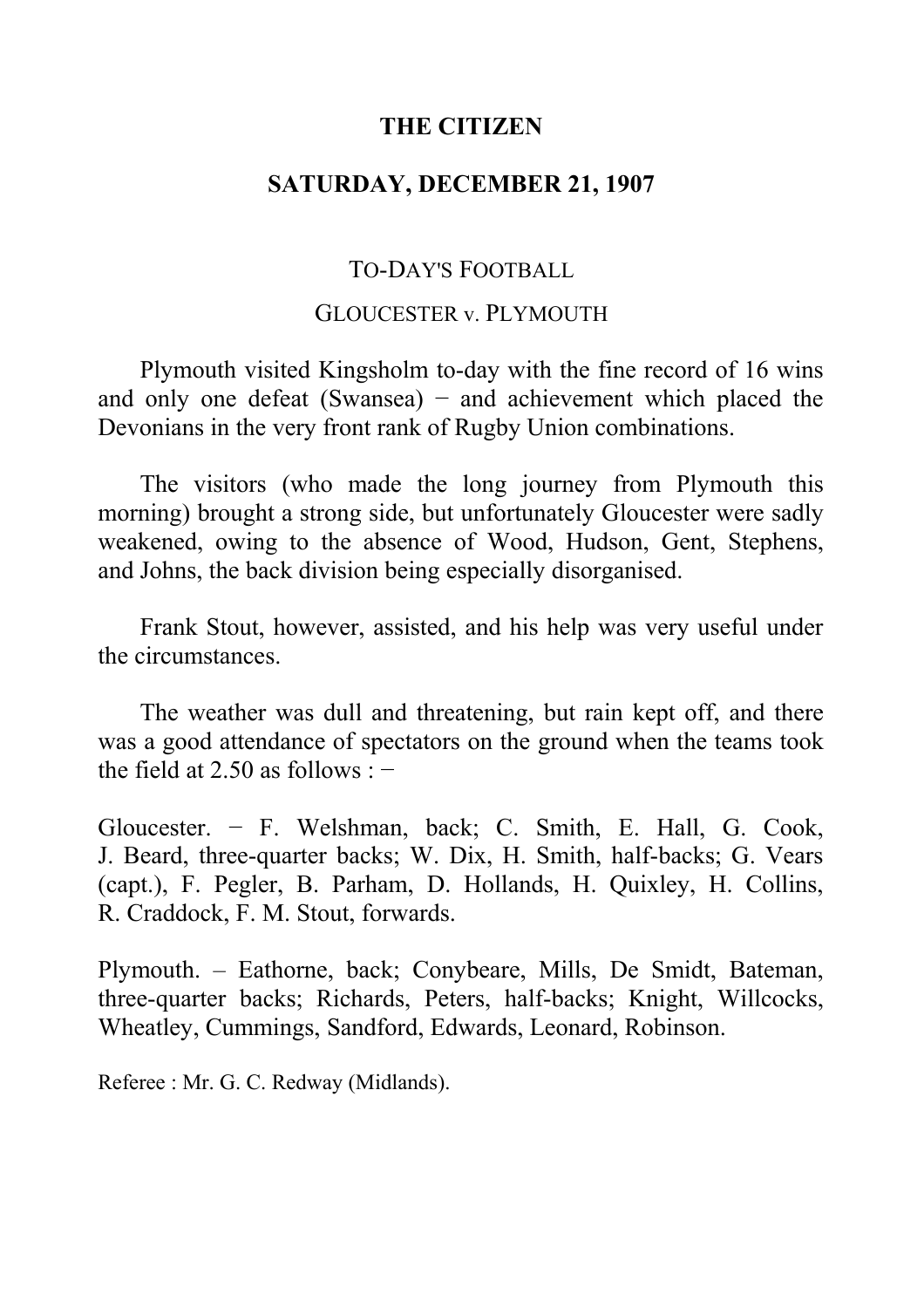# THE CITIZEN

## SATURDAY, DECEMBER 21, 1907

### TO-DAY'S FOOTBALL

### GLOUCESTER v. PLYMOUTH

Plymouth visited Kingsholm to-day with the fine record of 16 wins and only one defeat (Swansea) − and achievement which placed the Devonians in the very front rank of Rugby Union combinations.

The visitors (who made the long journey from Plymouth this morning) brought a strong side, but unfortunately Gloucester were sadly weakened, owing to the absence of Wood, Hudson, Gent, Stephens, and Johns, the back division being especially disorganised.

Frank Stout, however, assisted, and his help was very useful under the circumstances.

The weather was dull and threatening, but rain kept off, and there was a good attendance of spectators on the ground when the teams took the field at 2.50 as follows : −

Gloucester. − F. Welshman, back; C. Smith, E. Hall, G. Cook, J. Beard, three-quarter backs; W. Dix, H. Smith, half-backs; G. Vears (capt.), F. Pegler, B. Parham, D. Hollands, H. Quixley, H. Collins, R. Craddock, F. M. Stout, forwards.

Plymouth. – Eathorne, back; Conybeare, Mills, De Smidt, Bateman, three-quarter backs; Richards, Peters, half-backs; Knight, Willcocks, Wheatley, Cummings, Sandford, Edwards, Leonard, Robinson.

Referee : Mr. G. C. Redway (Midlands).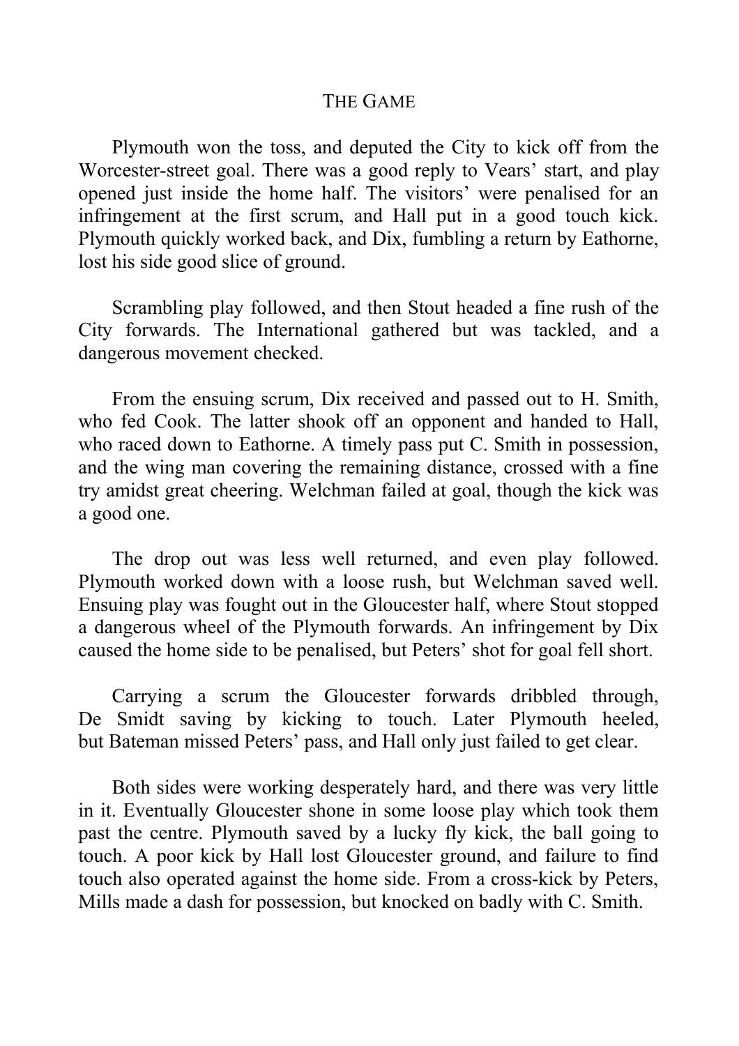## THE GAME

Plymouth won the toss, and deputed the City to kick off from the Worcester-street goal. There was a good reply to Vears' start, and play opened just inside the home half. The visitors' were penalised for an infringement at the first scrum, and Hall put in a good touch kick. Plymouth quickly worked back, and Dix, fumbling a return by Eathorne, lost his side good slice of ground.

Scrambling play followed, and then Stout headed a fine rush of the City forwards. The International gathered but was tackled, and a dangerous movement checked.

From the ensuing scrum, Dix received and passed out to H. Smith, who fed Cook. The latter shook off an opponent and handed to Hall, who raced down to Eathorne. A timely pass put C. Smith in possession, and the wing man covering the remaining distance, crossed with a fine try amidst great cheering. Welchman failed at goal, though the kick was a good one.

The drop out was less well returned, and even play followed. Plymouth worked down with a loose rush, but Welchman saved well. Ensuing play was fought out in the Gloucester half, where Stout stopped a dangerous wheel of the Plymouth forwards. An infringement by Dix caused the home side to be penalised, but Peters' shot for goal fell short.

Carrying a scrum the Gloucester forwards dribbled through, De Smidt saving by kicking to touch. Later Plymouth heeled, but Bateman missed Peters' pass, and Hall only just failed to get clear.

Both sides were working desperately hard, and there was very little in it. Eventually Gloucester shone in some loose play which took them past the centre. Plymouth saved by a lucky fly kick, the ball going to touch. A poor kick by Hall lost Gloucester ground, and failure to find touch also operated against the home side. From a cross-kick by Peters, Mills made a dash for possession, but knocked on badly with C. Smith.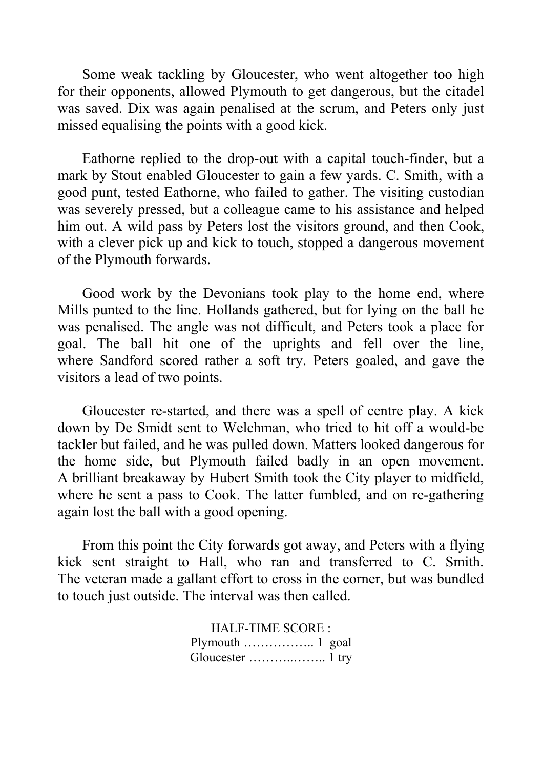Some weak tackling by Gloucester, who went altogether too high for their opponents, allowed Plymouth to get dangerous, but the citadel was saved. Dix was again penalised at the scrum, and Peters only just missed equalising the points with a good kick.

Eathorne replied to the drop-out with a capital touch-finder, but a mark by Stout enabled Gloucester to gain a few yards. C. Smith, with a good punt, tested Eathorne, who failed to gather. The visiting custodian was severely pressed, but a colleague came to his assistance and helped him out. A wild pass by Peters lost the visitors ground, and then Cook, with a clever pick up and kick to touch, stopped a dangerous movement of the Plymouth forwards.

Good work by the Devonians took play to the home end, where Mills punted to the line. Hollands gathered, but for lying on the ball he was penalised. The angle was not difficult, and Peters took a place for goal. The ball hit one of the uprights and fell over the line, where Sandford scored rather a soft try. Peters goaled, and gave the visitors a lead of two points.

Gloucester re-started, and there was a spell of centre play. A kick down by De Smidt sent to Welchman, who tried to hit off a would-be tackler but failed, and he was pulled down. Matters looked dangerous for the home side, but Plymouth failed badly in an open movement. A brilliant breakaway by Hubert Smith took the City player to midfield, where he sent a pass to Cook. The latter fumbled, and on re-gathering again lost the ball with a good opening.

From this point the City forwards got away, and Peters with a flying kick sent straight to Hall, who ran and transferred to C. Smith. The veteran made a gallant effort to cross in the corner, but was bundled to touch just outside. The interval was then called.

HALF-TIME SCORE :
Plymouth …………….. 1 goal
Gloucester ………..…….. 1 try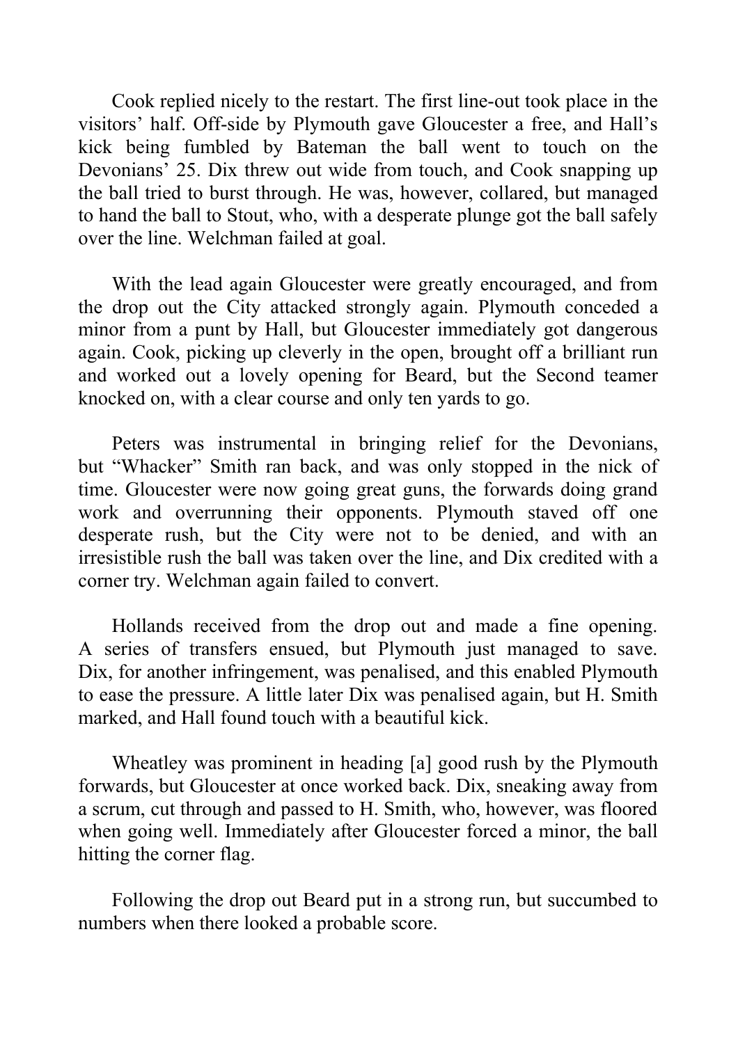Cook replied nicely to the restart. The first line-out took place in the visitors' half. Off-side by Plymouth gave Gloucester a free, and Hall's kick being fumbled by Bateman the ball went to touch on the Devonians' 25. Dix threw out wide from touch, and Cook snapping up the ball tried to burst through. He was, however, collared, but managed to hand the ball to Stout, who, with a desperate plunge got the ball safely over the line. Welchman failed at goal.

With the lead again Gloucester were greatly encouraged, and from the drop out the City attacked strongly again. Plymouth conceded a minor from a punt by Hall, but Gloucester immediately got dangerous again. Cook, picking up cleverly in the open, brought off a brilliant run and worked out a lovely opening for Beard, but the Second teamer knocked on, with a clear course and only ten yards to go.

Peters was instrumental in bringing relief for the Devonians, but "Whacker" Smith ran back, and was only stopped in the nick of time. Gloucester were now going great guns, the forwards doing grand work and overrunning their opponents. Plymouth staved off one desperate rush, but the City were not to be denied, and with an irresistible rush the ball was taken over the line, and Dix credited with a corner try. Welchman again failed to convert.

Hollands received from the drop out and made a fine opening. A series of transfers ensued, but Plymouth just managed to save. Dix, for another infringement, was penalised, and this enabled Plymouth to ease the pressure. A little later Dix was penalised again, but H. Smith marked, and Hall found touch with a beautiful kick.

Wheatley was prominent in heading [a] good rush by the Plymouth forwards, but Gloucester at once worked back. Dix, sneaking away from a scrum, cut through and passed to H. Smith, who, however, was floored when going well. Immediately after Gloucester forced a minor, the ball hitting the corner flag.

Following the drop out Beard put in a strong run, but succumbed to numbers when there looked a probable score.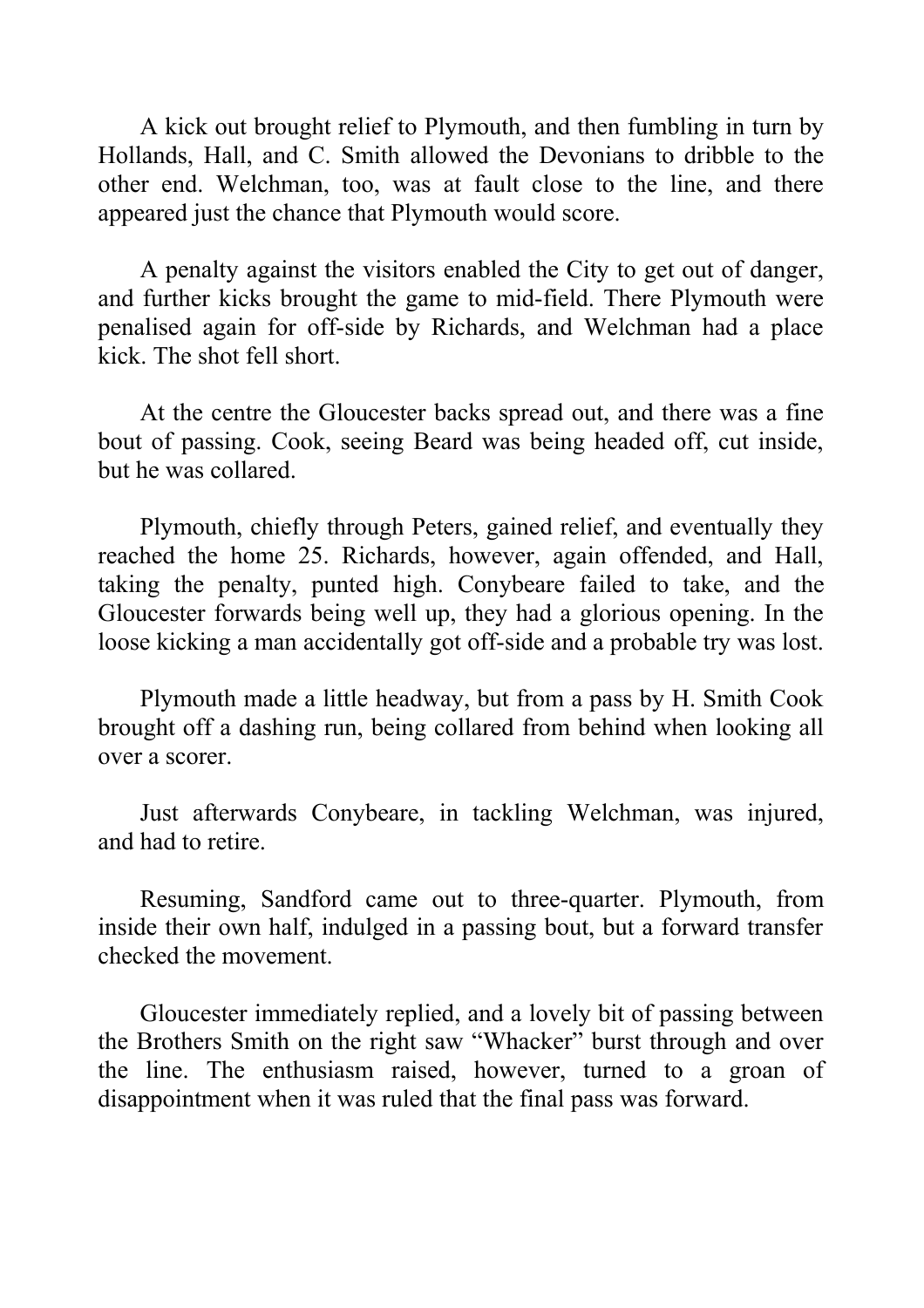A kick out brought relief to Plymouth, and then fumbling in turn by Hollands, Hall, and C. Smith allowed the Devonians to dribble to the other end. Welchman, too, was at fault close to the line, and there appeared just the chance that Plymouth would score.

A penalty against the visitors enabled the City to get out of danger, and further kicks brought the game to mid-field. There Plymouth were penalised again for off-side by Richards, and Welchman had a place kick. The shot fell short.

At the centre the Gloucester backs spread out, and there was a fine bout of passing. Cook, seeing Beard was being headed off, cut inside, but he was collared.

Plymouth, chiefly through Peters, gained relief, and eventually they reached the home 25. Richards, however, again offended, and Hall, taking the penalty, punted high. Conybeare failed to take, and the Gloucester forwards being well up, they had a glorious opening. In the loose kicking a man accidentally got off-side and a probable try was lost.

Plymouth made a little headway, but from a pass by H. Smith Cook brought off a dashing run, being collared from behind when looking all over a scorer.

Just afterwards Conybeare, in tackling Welchman, was injured, and had to retire.

Resuming, Sandford came out to three-quarter. Plymouth, from inside their own half, indulged in a passing bout, but a forward transfer checked the movement.

Gloucester immediately replied, and a lovely bit of passing between the Brothers Smith on the right saw "Whacker" burst through and over the line. The enthusiasm raised, however, turned to a groan of disappointment when it was ruled that the final pass was forward.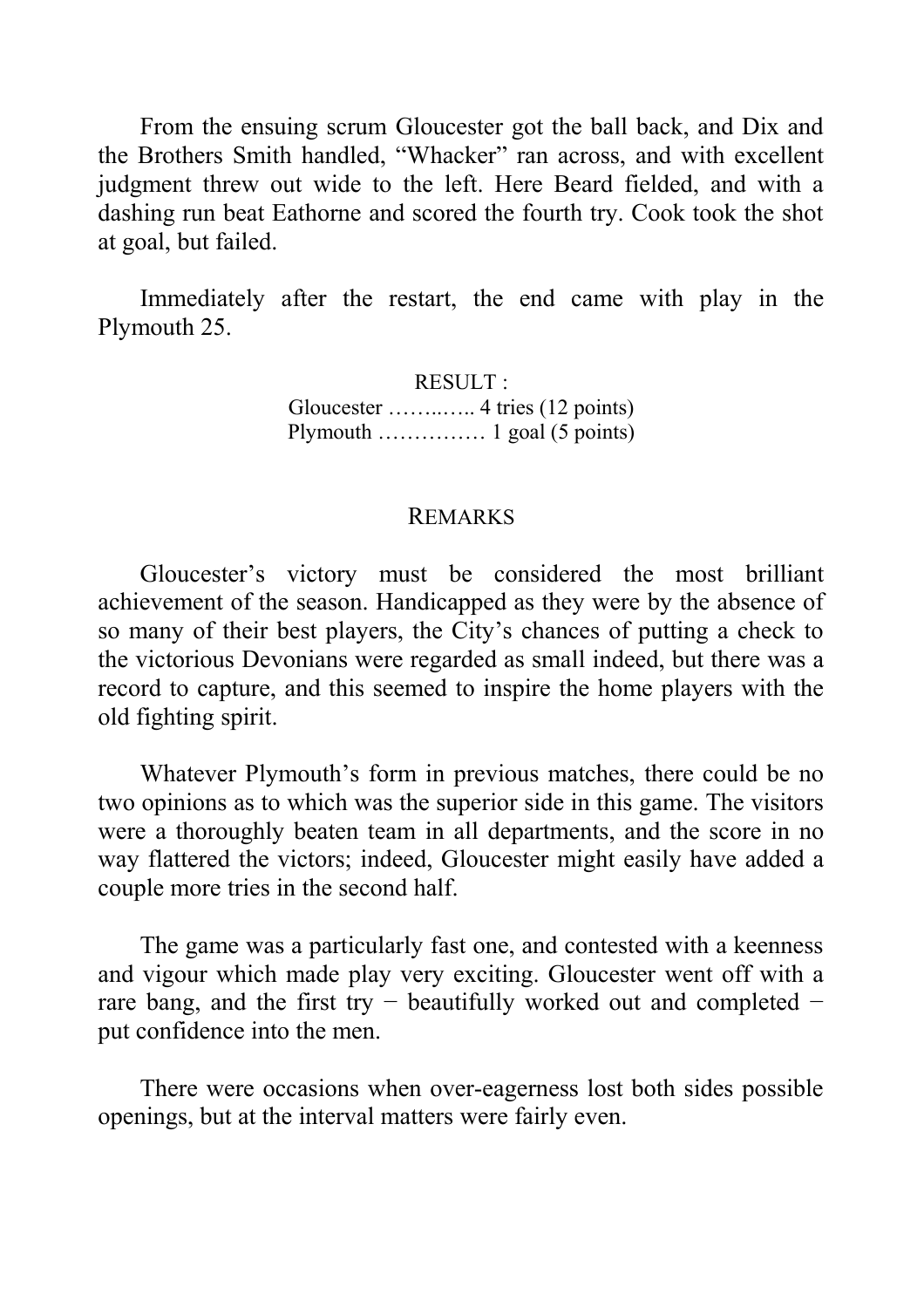From the ensuing scrum Gloucester got the ball back, and Dix and the Brothers Smith handled, "Whacker" ran across, and with excellent judgment threw out wide to the left. Here Beard fielded, and with a dashing run beat Eathorne and scored the fourth try. Cook took the shot at goal, but failed.

Immediately after the restart, the end came with play in the Plymouth 25.

RESULT :
Gloucester ……..….. 4 tries (12 points)
Plymouth …………… 1 goal (5 points)

## REMARKS

Gloucester's victory must be considered the most brilliant achievement of the season. Handicapped as they were by the absence of so many of their best players, the City's chances of putting a check to the victorious Devonians were regarded as small indeed, but there was a record to capture, and this seemed to inspire the home players with the old fighting spirit.

Whatever Plymouth's form in previous matches, there could be no two opinions as to which was the superior side in this game. The visitors were a thoroughly beaten team in all departments, and the score in no way flattered the victors; indeed, Gloucester might easily have added a couple more tries in the second half.

The game was a particularly fast one, and contested with a keenness and vigour which made play very exciting. Gloucester went off with a rare bang, and the first try − beautifully worked out and completed − put confidence into the men.

There were occasions when over-eagerness lost both sides possible openings, but at the interval matters were fairly even.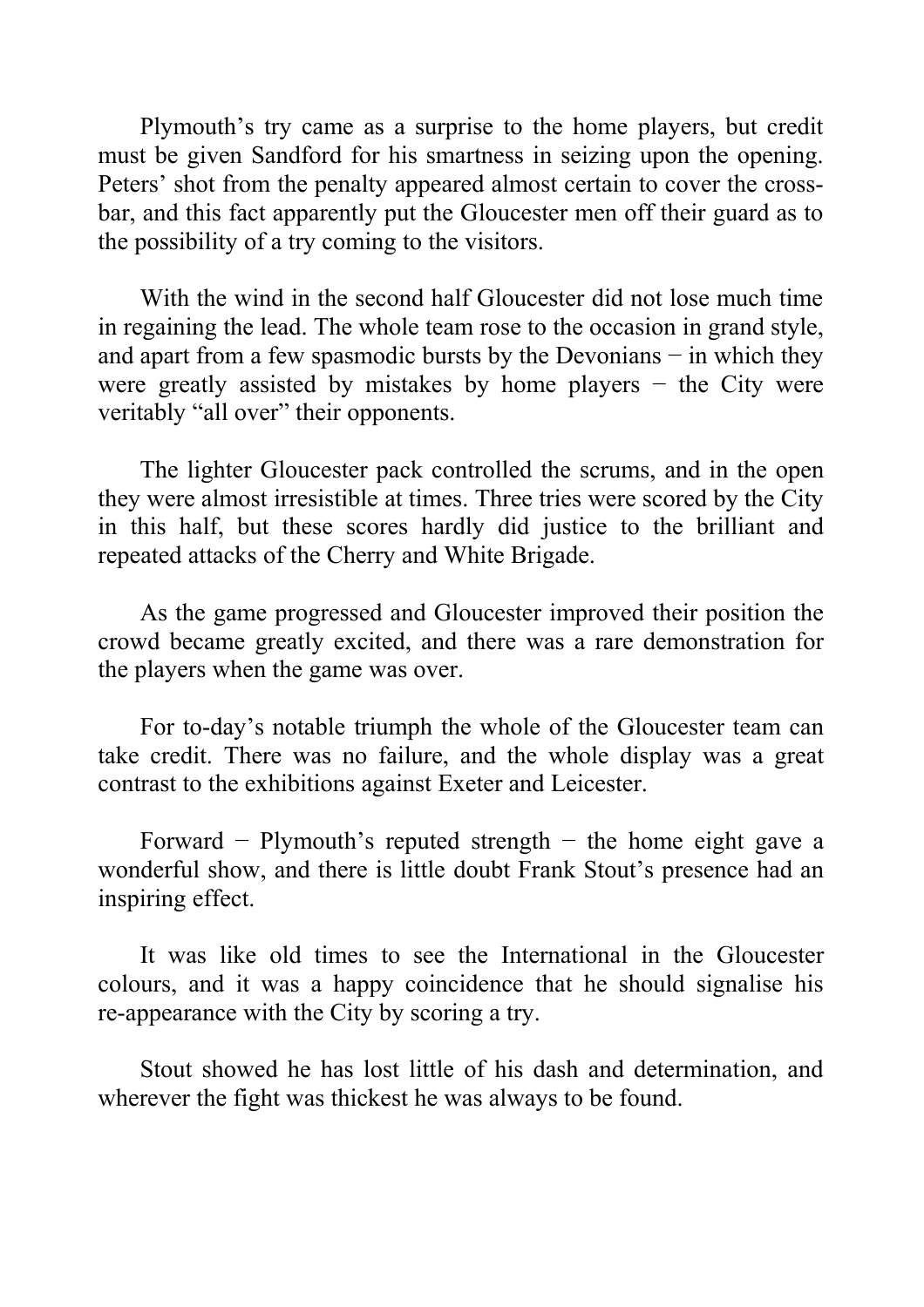Plymouth's try came as a surprise to the home players, but credit must be given Sandford for his smartness in seizing upon the opening. Peters' shot from the penalty appeared almost certain to cover the cross-bar, and this fact apparently put the Gloucester men off their guard as to the possibility of a try coming to the visitors.

With the wind in the second half Gloucester did not lose much time in regaining the lead. The whole team rose to the occasion in grand style, and apart from a few spasmodic bursts by the Devonians − in which they were greatly assisted by mistakes by home players − the City were veritably "all over" their opponents.

The lighter Gloucester pack controlled the scrums, and in the open they were almost irresistible at times. Three tries were scored by the City in this half, but these scores hardly did justice to the brilliant and repeated attacks of the Cherry and White Brigade.

As the game progressed and Gloucester improved their position the crowd became greatly excited, and there was a rare demonstration for the players when the game was over.

For to-day's notable triumph the whole of the Gloucester team can take credit. There was no failure, and the whole display was a great contrast to the exhibitions against Exeter and Leicester.

Forward − Plymouth's reputed strength − the home eight gave a wonderful show, and there is little doubt Frank Stout's presence had an inspiring effect.

It was like old times to see the International in the Gloucester colours, and it was a happy coincidence that he should signalise his re-appearance with the City by scoring a try.

Stout showed he has lost little of his dash and determination, and wherever the fight was thickest he was always to be found.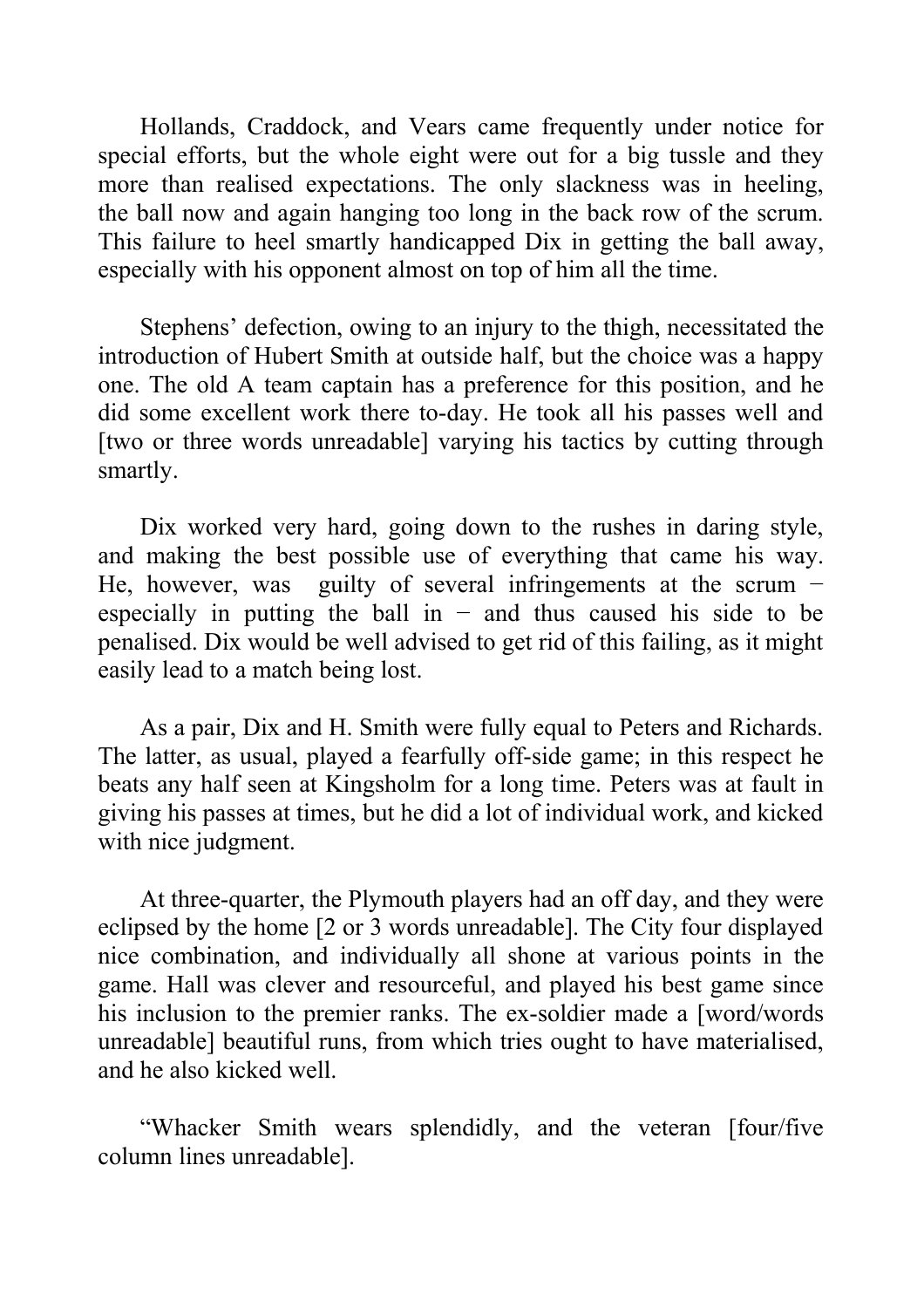Hollands, Craddock, and Vears came frequently under notice for special efforts, but the whole eight were out for a big tussle and they more than realised expectations. The only slackness was in heeling, the ball now and again hanging too long in the back row of the scrum. This failure to heel smartly handicapped Dix in getting the ball away, especially with his opponent almost on top of him all the time.

Stephens' defection, owing to an injury to the thigh, necessitated the introduction of Hubert Smith at outside half, but the choice was a happy one. The old A team captain has a preference for this position, and he did some excellent work there to-day. He took all his passes well and [two or three words unreadable] varying his tactics by cutting through smartly.

Dix worked very hard, going down to the rushes in daring style, and making the best possible use of everything that came his way. He, however, was guilty of several infringements at the scrum − especially in putting the ball in − and thus caused his side to be penalised. Dix would be well advised to get rid of this failing, as it might easily lead to a match being lost.

As a pair, Dix and H. Smith were fully equal to Peters and Richards. The latter, as usual, played a fearfully off-side game; in this respect he beats any half seen at Kingsholm for a long time. Peters was at fault in giving his passes at times, but he did a lot of individual work, and kicked with nice judgment.

At three-quarter, the Plymouth players had an off day, and they were eclipsed by the home [2 or 3 words unreadable]. The City four displayed nice combination, and individually all shone at various points in the game. Hall was clever and resourceful, and played his best game since his inclusion to the premier ranks. The ex-soldier made a [word/words unreadable] beautiful runs, from which tries ought to have materialised, and he also kicked well.

"Whacker Smith wears splendidly, and the veteran [four/five column lines unreadable].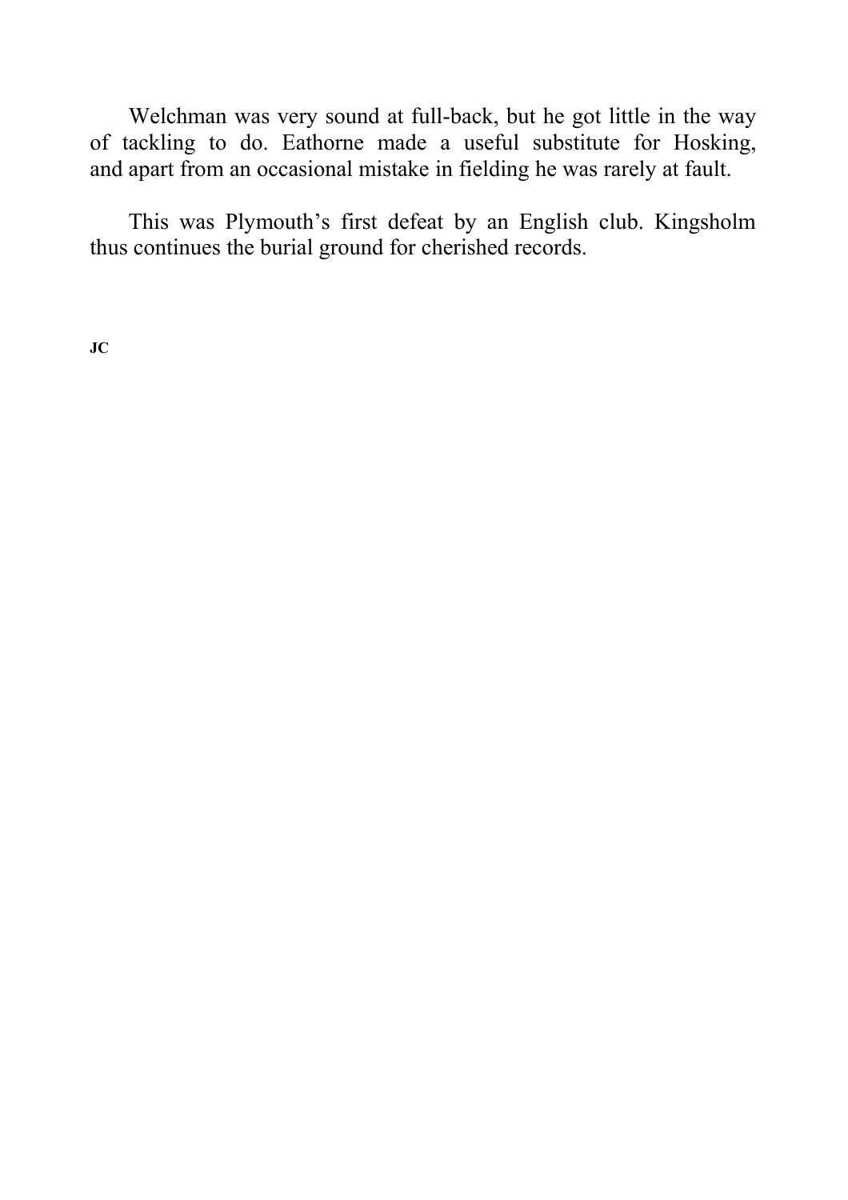Welchman was very sound at full-back, but he got little in the way of tackling to do. Eathorne made a useful substitute for Hosking, and apart from an occasional mistake in fielding he was rarely at fault.

This was Plymouth's first defeat by an English club. Kingsholm thus continues the burial ground for cherished records.

**JC**